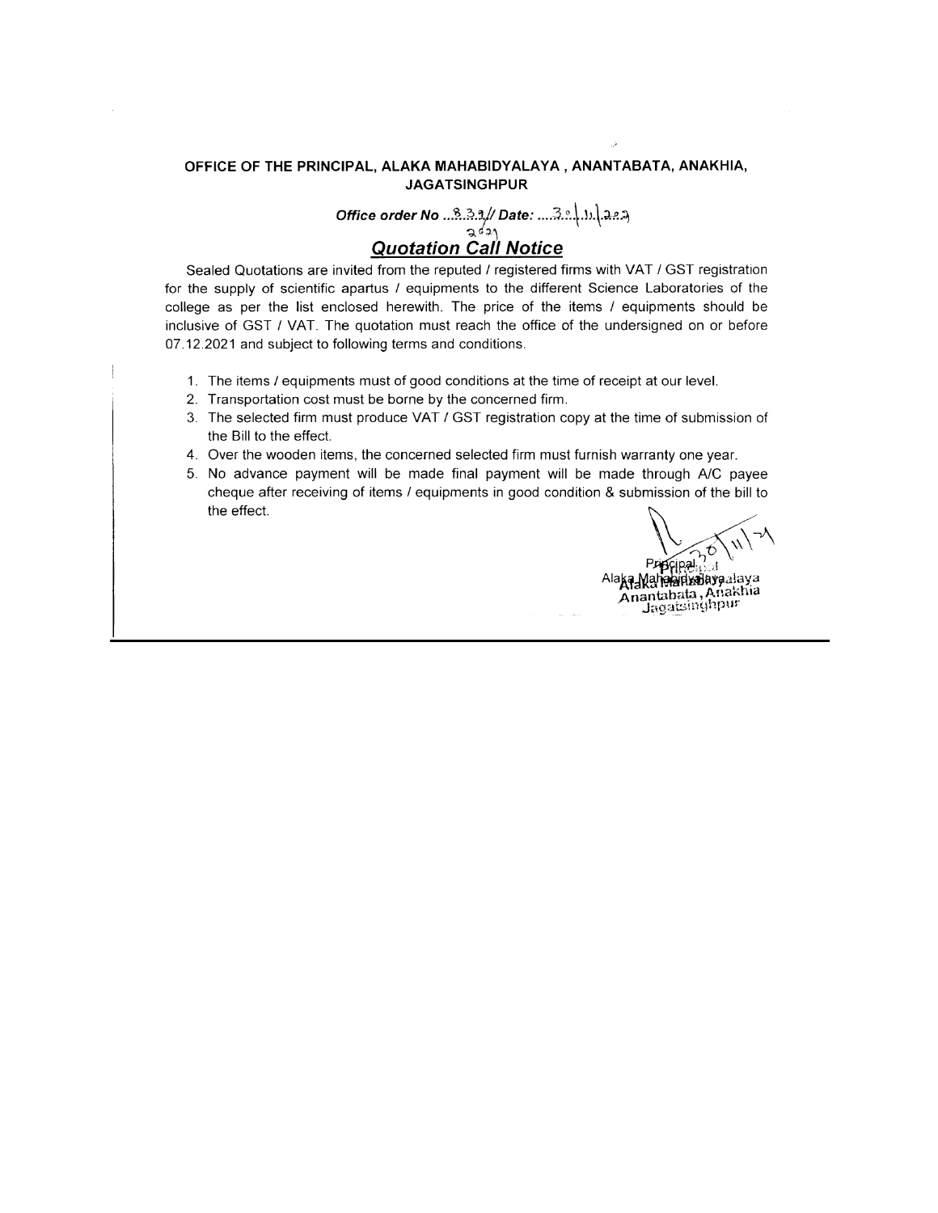**OFFICE OF THE PRINCIPAL, ALAKA MAHABIDYALAYA , ANANTABATA, ANAKHIA, JAGATSINGHPUR**

***Office order No ...839// Date: ....30.11.2021***

## ***Quotation Call Notice***

Sealed Quotations are invited from the reputed / registered firms with VAT / GST registration for the supply of scientific apartus / equipments to the different Science Laboratories of the college as per the list enclosed herewith. The price of the items / equipments should be inclusive of GST / VAT. The quotation must reach the office of the undersigned on or before 07.12.2021 and subject to following terms and conditions.

1. The items / equipments must of good conditions at the time of receipt at our level.
2. Transportation cost must be borne by the concerned firm.
3. The selected firm must produce VAT / GST registration copy at the time of submission of the Bill to the effect.
4. Over the wooden items, the concerned selected firm must furnish warranty one year.
5. No advance payment will be made final payment will be made through A/C payee cheque after receiving of items / equipments in good condition & submission of the bill to the effect.

30/11/21

Principal
Alaka Mahabidyalaya
Anantabata, Anakhia
Jagatsinghpur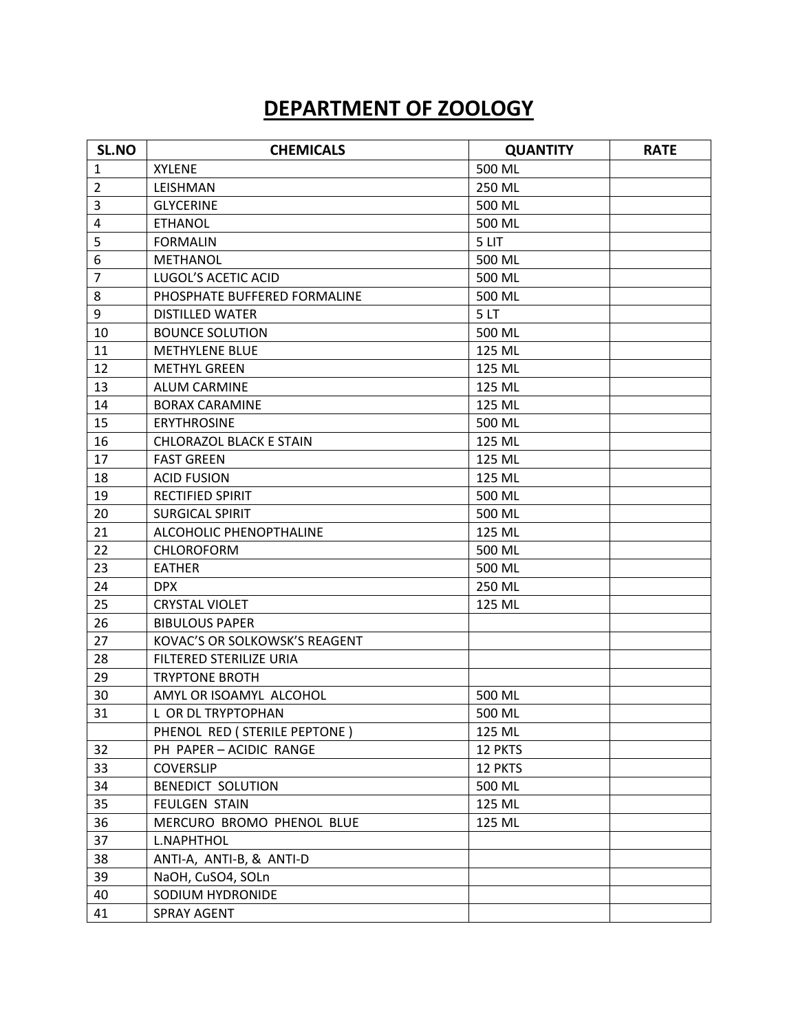# DEPARTMENT OF ZOOLOGY

| SL.NO | CHEMICALS | QUANTITY | RATE |
|---|---|---|---|
| 1 | XYLENE | 500 ML | |
| 2 | LEISHMAN | 250 ML | |
| 3 | GLYCERINE | 500 ML | |
| 4 | ETHANOL | 500 ML | |
| 5 | FORMALIN | 5 LIT | |
| 6 | METHANOL | 500 ML | |
| 7 | LUGOL'S ACETIC ACID | 500 ML | |
| 8 | PHOSPHATE BUFFERED FORMALINE | 500 ML | |
| 9 | DISTILLED WATER | 5 LT | |
| 10 | BOUNCE SOLUTION | 500 ML | |
| 11 | METHYLENE BLUE | 125 ML | |
| 12 | METHYL GREEN | 125 ML | |
| 13 | ALUM CARMINE | 125 ML | |
| 14 | BORAX CARAMINE | 125 ML | |
| 15 | ERYTHROSINE | 500 ML | |
| 16 | CHLORAZOL BLACK E STAIN | 125 ML | |
| 17 | FAST GREEN | 125 ML | |
| 18 | ACID FUSION | 125 ML | |
| 19 | RECTIFIED SPIRIT | 500 ML | |
| 20 | SURGICAL SPIRIT | 500 ML | |
| 21 | ALCOHOLIC PHENOPTHALINE | 125 ML | |
| 22 | CHLOROFORM | 500 ML | |
| 23 | EATHER | 500 ML | |
| 24 | DPX | 250 ML | |
| 25 | CRYSTAL VIOLET | 125 ML | |
| 26 | BIBULOUS PAPER | | |
| 27 | KOVAC'S OR SOLKOWSK'S REAGENT | | |
| 28 | FILTERED STERILIZE URIA | | |
| 29 | TRYPTONE BROTH | | |
| 30 | AMYL OR ISOAMYL ALCOHOL | 500 ML | |
| 31 | L OR DL TRYPTOPHAN | 500 ML | |
| | PHENOL RED ( STERILE PEPTONE ) | 125 ML | |
| 32 | PH PAPER – ACIDIC RANGE | 12 PKTS | |
| 33 | COVERSLIP | 12 PKTS | |
| 34 | BENEDICT SOLUTION | 500 ML | |
| 35 | FEULGEN STAIN | 125 ML | |
| 36 | MERCURO BROMO PHENOL BLUE | 125 ML | |
| 37 | L.NAPHTHOL | | |
| 38 | ANTI-A, ANTI-B, & ANTI-D | | |
| 39 | NaOH, CuSO4, SOLn | | |
| 40 | SODIUM HYDRONIDE | | |
| 41 | SPRAY AGENT | | |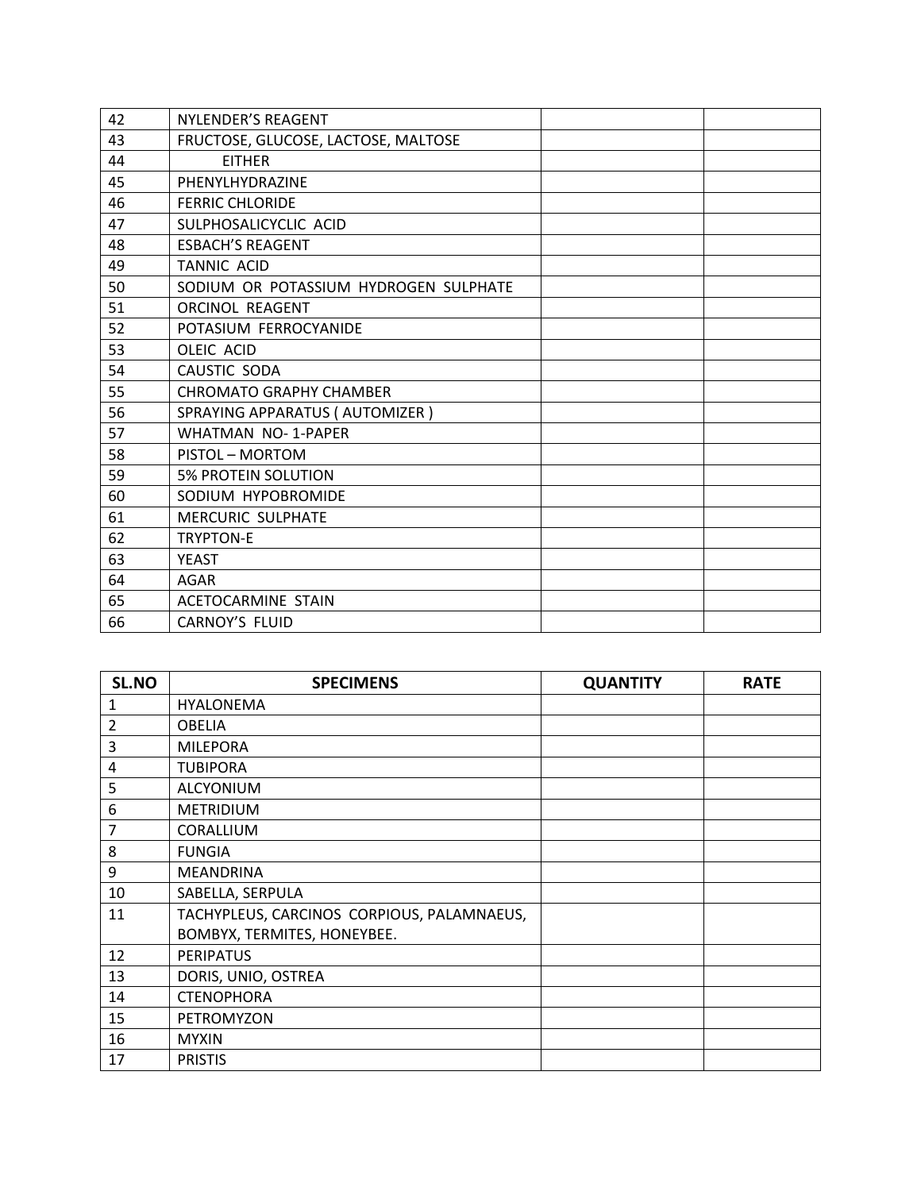| | | | |
|---|---|---|---|
| 42 | NYLENDER'S REAGENT | | |
| 43 | FRUCTOSE, GLUCOSE, LACTOSE, MALTOSE | | |
| 44 | EITHER | | |
| 45 | PHENYLHYDRAZINE | | |
| 46 | FERRIC CHLORIDE | | |
| 47 | SULPHOSALICYCLIC ACID | | |
| 48 | ESBACH'S REAGENT | | |
| 49 | TANNIC ACID | | |
| 50 | SODIUM OR POTASSIUM HYDROGEN SULPHATE | | |
| 51 | ORCINOL REAGENT | | |
| 52 | POTASIUM FERROCYANIDE | | |
| 53 | OLEIC ACID | | |
| 54 | CAUSTIC SODA | | |
| 55 | CHROMATO GRAPHY CHAMBER | | |
| 56 | SPRAYING APPARATUS ( AUTOMIZER ) | | |
| 57 | WHATMAN NO- 1-PAPER | | |
| 58 | PISTOL – MORTOM | | |
| 59 | 5% PROTEIN SOLUTION | | |
| 60 | SODIUM HYPOBROMIDE | | |
| 61 | MERCURIC SULPHATE | | |
| 62 | TRYPTON-E | | |
| 63 | YEAST | | |
| 64 | AGAR | | |
| 65 | ACETOCARMINE STAIN | | |
| 66 | CARNOY'S FLUID | | |

| SL.NO | SPECIMENS | QUANTITY | RATE |
|---|---|---|---|
| 1 | HYALONEMA | | |
| 2 | OBELIA | | |
| 3 | MILEPORA | | |
| 4 | TUBIPORA | | |
| 5 | ALCYONIUM | | |
| 6 | METRIDIUM | | |
| 7 | CORALLIUM | | |
| 8 | FUNGIA | | |
| 9 | MEANDRINA | | |
| 10 | SABELLA, SERPULA | | |
| 11 | TACHYPLEUS, CARCINOS CORPIOUS, PALAMNAEUS, BOMBYX, TERMITES, HONEYBEE. | | |
| 12 | PERIPATUS | | |
| 13 | DORIS, UNIO, OSTREA | | |
| 14 | CTENOPHORA | | |
| 15 | PETROMYZON | | |
| 16 | MYXIN | | |
| 17 | PRISTIS | | |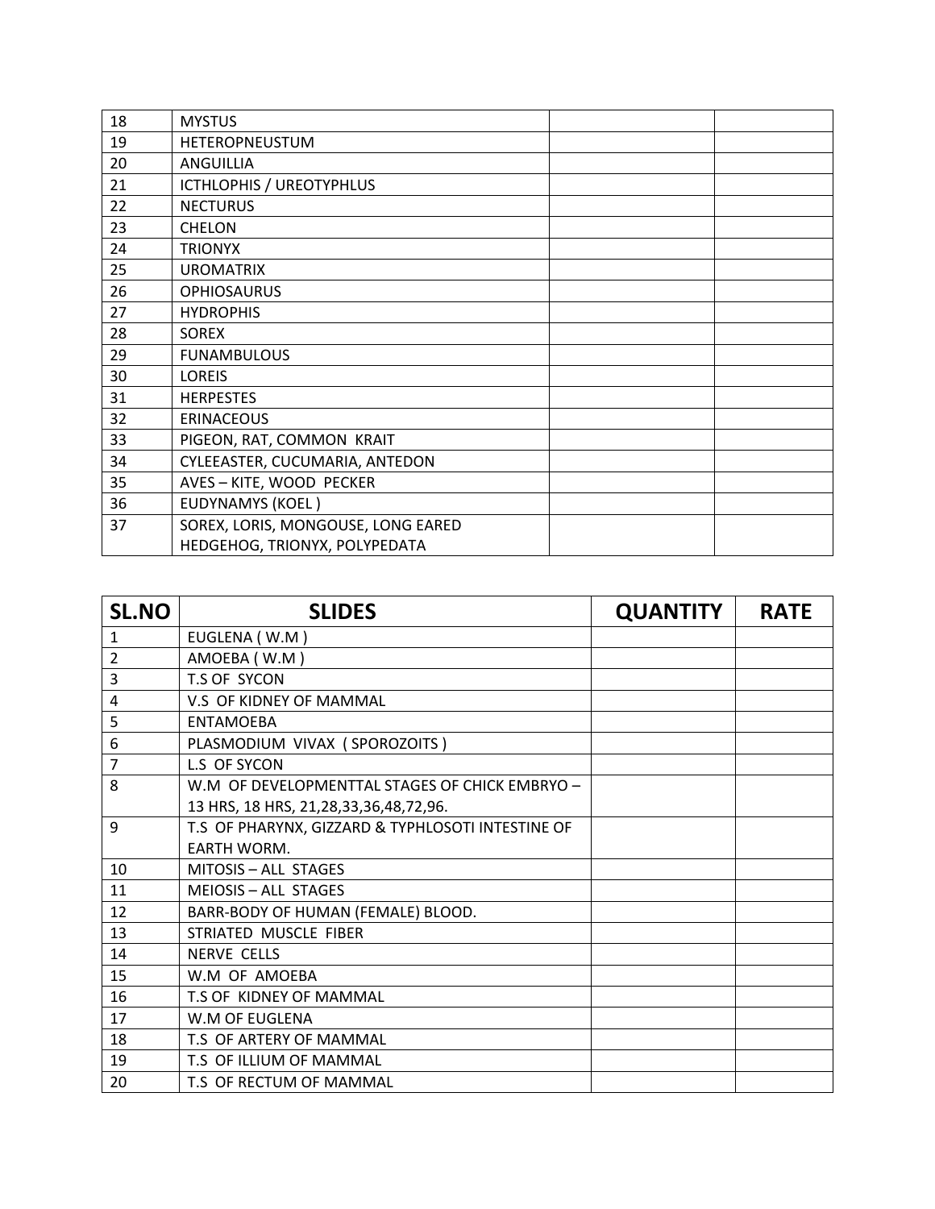| | | | |
|---|---|---|---|
| 18 | MYSTUS | | |
| 19 | HETEROPNEUSTUM | | |
| 20 | ANGUILLIA | | |
| 21 | ICTHLOPHIS / UREOTYPHLUS | | |
| 22 | NECTURUS | | |
| 23 | CHELON | | |
| 24 | TRIONYX | | |
| 25 | UROMATRIX | | |
| 26 | OPHIOSAURUS | | |
| 27 | HYDROPHIS | | |
| 28 | SOREX | | |
| 29 | FUNAMBULOUS | | |
| 30 | LOREIS | | |
| 31 | HERPESTES | | |
| 32 | ERINACEOUS | | |
| 33 | PIGEON, RAT, COMMON KRAIT | | |
| 34 | CYLEEASTER, CUCUMARIA, ANTEDON | | |
| 35 | AVES – KITE, WOOD PECKER | | |
| 36 | EUDYNAMYS (KOEL ) | | |
| 37 | SOREX, LORIS, MONGOUSE, LONG EARED HEDGEHOG, TRIONYX, POLYPEDATA | | |

| SL.NO | SLIDES | QUANTITY | RATE |
|---|---|---|---|
| 1 | EUGLENA ( W.M ) | | |
| 2 | AMOEBA ( W.M ) | | |
| 3 | T.S OF SYCON | | |
| 4 | V.S OF KIDNEY OF MAMMAL | | |
| 5 | ENTAMOEBA | | |
| 6 | PLASMODIUM VIVAX ( SPOROZOITS ) | | |
| 7 | L.S OF SYCON | | |
| 8 | W.M OF DEVELOPMENTTAL STAGES OF CHICK EMBRYO – 13 HRS, 18 HRS, 21,28,33,36,48,72,96. | | |
| 9 | T.S OF PHARYNX, GIZZARD & TYPHLOSOTI INTESTINE OF EARTH WORM. | | |
| 10 | MITOSIS – ALL STAGES | | |
| 11 | MEIOSIS – ALL STAGES | | |
| 12 | BARR-BODY OF HUMAN (FEMALE) BLOOD. | | |
| 13 | STRIATED MUSCLE FIBER | | |
| 14 | NERVE CELLS | | |
| 15 | W.M OF AMOEBA | | |
| 16 | T.S OF KIDNEY OF MAMMAL | | |
| 17 | W.M OF EUGLENA | | |
| 18 | T.S OF ARTERY OF MAMMAL | | |
| 19 | T.S OF ILLIUM OF MAMMAL | | |
| 20 | T.S OF RECTUM OF MAMMAL | | |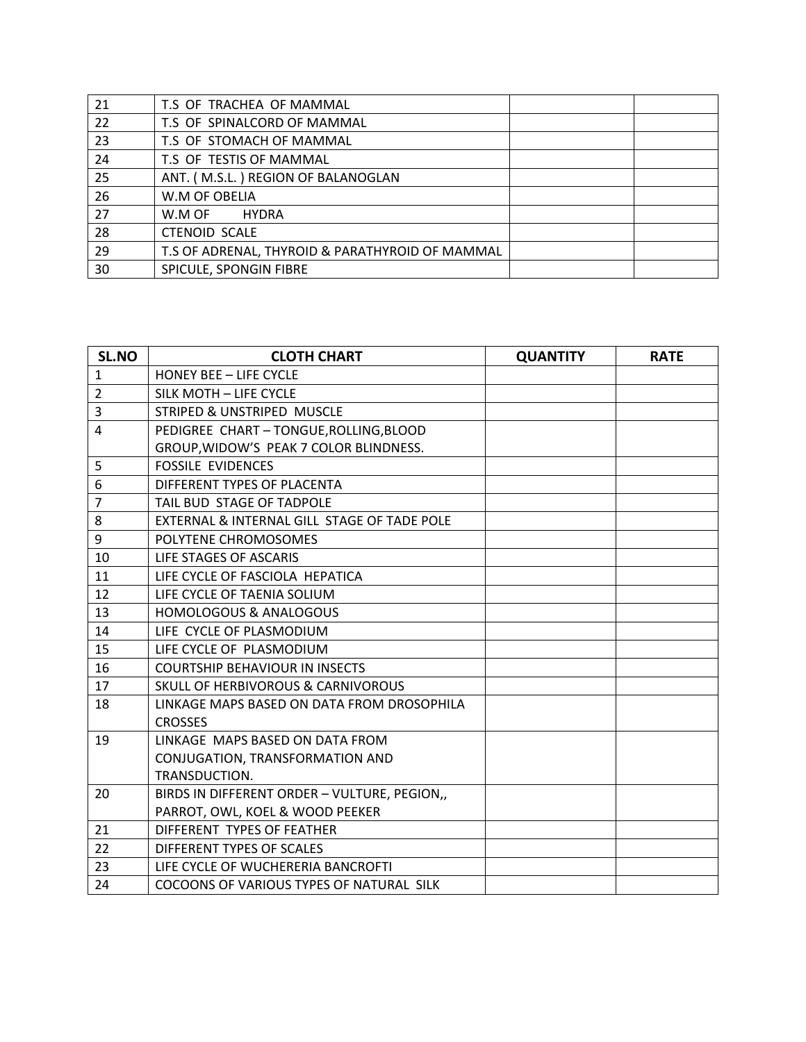| | | | |
|---|---|---|---|
| 21 | T.S OF TRACHEA OF MAMMAL | | |
| 22 | T.S OF SPINALCORD OF MAMMAL | | |
| 23 | T.S OF STOMACH OF MAMMAL | | |
| 24 | T.S OF TESTIS OF MAMMAL | | |
| 25 | ANT. ( M.S.L. ) REGION OF BALANOGLAN | | |
| 26 | W.M OF OBELIA | | |
| 27 | W.M OF HYDRA | | |
| 28 | CTENOID SCALE | | |
| 29 | T.S OF ADRENAL, THYROID & PARATHYROID OF MAMMAL | | |
| 30 | SPICULE, SPONGIN FIBRE | | |

| SL.NO | CLOTH CHART | QUANTITY | RATE |
|---|---|---|---|
| 1 | HONEY BEE – LIFE CYCLE | | |
| 2 | SILK MOTH – LIFE CYCLE | | |
| 3 | STRIPED & UNSTRIPED MUSCLE | | |
| 4 | PEDIGREE CHART – TONGUE,ROLLING,BLOOD GROUP,WIDOW'S PEAK 7 COLOR BLINDNESS. | | |
| 5 | FOSSILE EVIDENCES | | |
| 6 | DIFFERENT TYPES OF PLACENTA | | |
| 7 | TAIL BUD STAGE OF TADPOLE | | |
| 8 | EXTERNAL & INTERNAL GILL STAGE OF TADE POLE | | |
| 9 | POLYTENE CHROMOSOMES | | |
| 10 | LIFE STAGES OF ASCARIS | | |
| 11 | LIFE CYCLE OF FASCIOLA HEPATICA | | |
| 12 | LIFE CYCLE OF TAENIA SOLIUM | | |
| 13 | HOMOLOGOUS & ANALOGOUS | | |
| 14 | LIFE CYCLE OF PLASMODIUM | | |
| 15 | LIFE CYCLE OF PLASMODIUM | | |
| 16 | COURTSHIP BEHAVIOUR IN INSECTS | | |
| 17 | SKULL OF HERBIVOROUS & CARNIVOROUS | | |
| 18 | LINKAGE MAPS BASED ON DATA FROM DROSOPHILA CROSSES | | |
| 19 | LINKAGE MAPS BASED ON DATA FROM CONJUGATION, TRANSFORMATION AND TRANSDUCTION. | | |
| 20 | BIRDS IN DIFFERENT ORDER – VULTURE, PEGION,, PARROT, OWL, KOEL & WOOD PEEKER | | |
| 21 | DIFFERENT TYPES OF FEATHER | | |
| 22 | DIFFERENT TYPES OF SCALES | | |
| 23 | LIFE CYCLE OF WUCHERERIA BANCROFTI | | |
| 24 | COCOONS OF VARIOUS TYPES OF NATURAL SILK | | |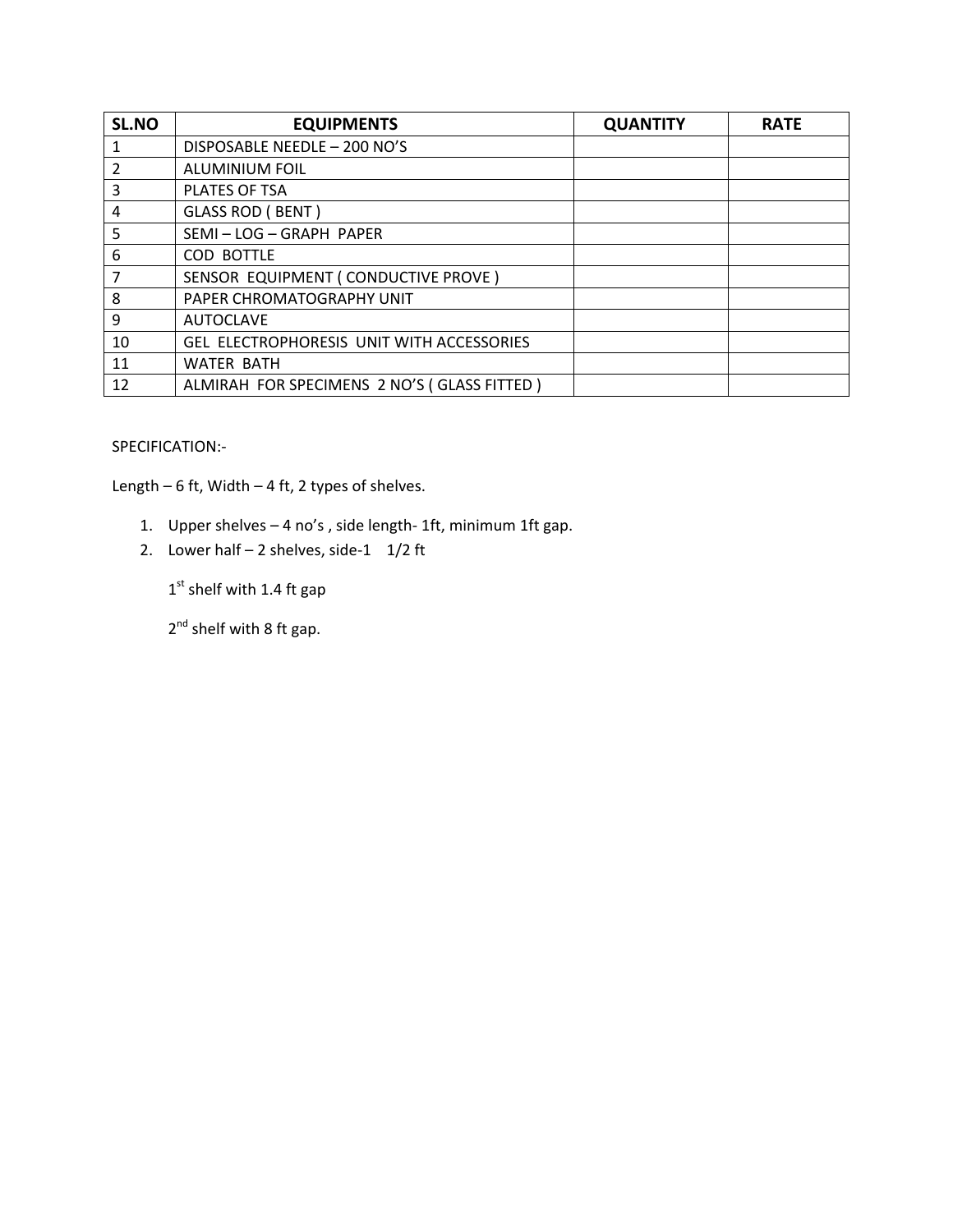| SL.NO | EQUIPMENTS | QUANTITY | RATE |
| --- | --- | --- | --- |
| 1 | DISPOSABLE NEEDLE – 200 NO'S | | |
| 2 | ALUMINIUM FOIL | | |
| 3 | PLATES OF TSA | | |
| 4 | GLASS ROD ( BENT ) | | |
| 5 | SEMI – LOG – GRAPH PAPER | | |
| 6 | COD BOTTLE | | |
| 7 | SENSOR EQUIPMENT ( CONDUCTIVE PROVE ) | | |
| 8 | PAPER CHROMATOGRAPHY UNIT | | |
| 9 | AUTOCLAVE | | |
| 10 | GEL ELECTROPHORESIS UNIT WITH ACCESSORIES | | |
| 11 | WATER BATH | | |
| 12 | ALMIRAH FOR SPECIMENS 2 NO'S ( GLASS FITTED ) | | |

SPECIFICATION:-

Length – 6 ft, Width – 4 ft, 2 types of shelves.

1. Upper shelves – 4 no's , side length- 1ft, minimum 1ft gap.
2. Lower half – 2 shelves, side-1 1/2 ft

   1st shelf with 1.4 ft gap

   2nd shelf with 8 ft gap.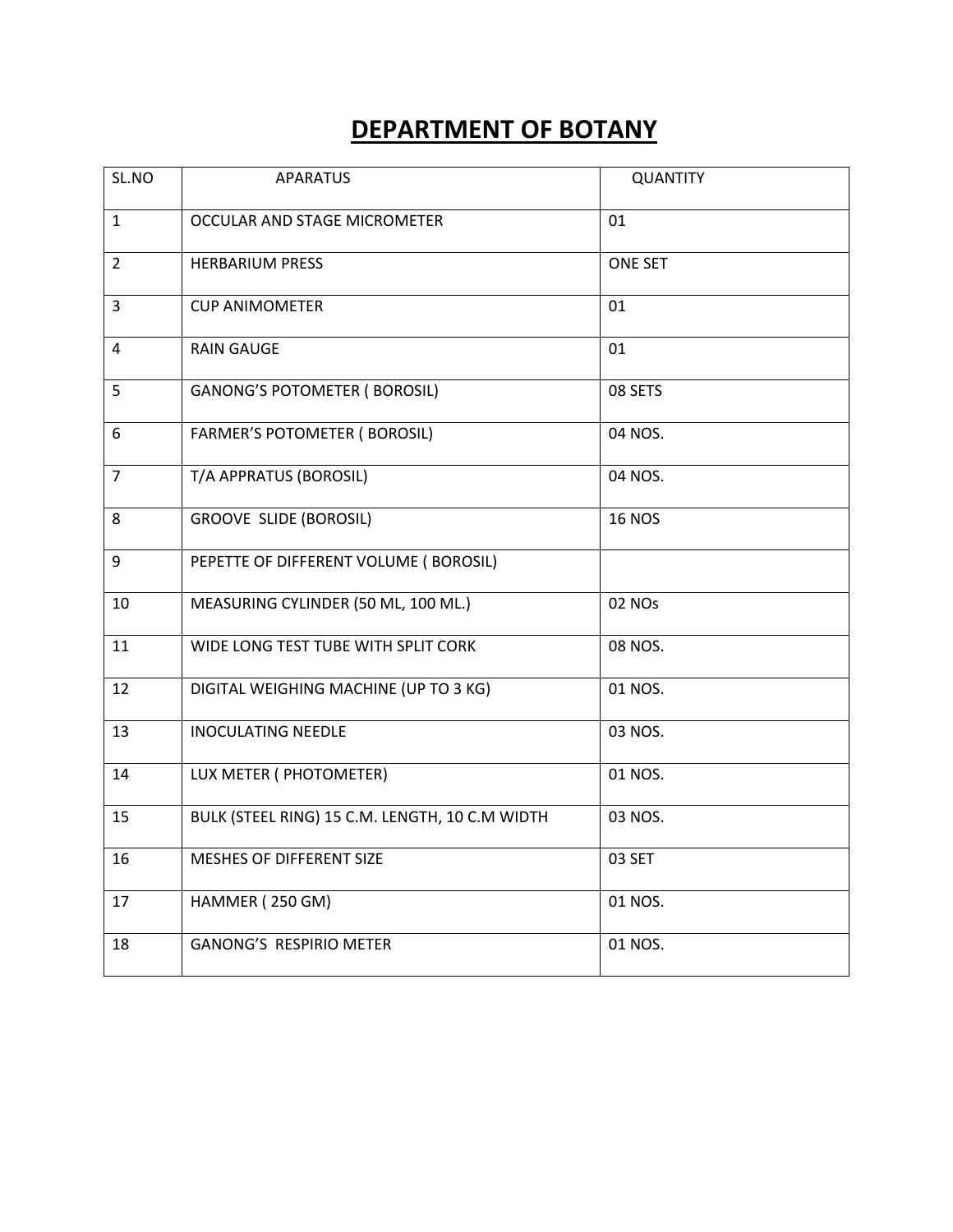# DEPARTMENT OF BOTANY

| SL.NO | APARATUS | QUANTITY |
| --- | --- | --- |
| 1 | OCCULAR AND STAGE MICROMETER | 01 |
| 2 | HERBARIUM PRESS | ONE SET |
| 3 | CUP ANIMOMETER | 01 |
| 4 | RAIN GAUGE | 01 |
| 5 | GANONG'S POTOMETER ( BOROSIL) | 08 SETS |
| 6 | FARMER'S POTOMETER ( BOROSIL) | 04 NOS. |
| 7 | T/A APPRATUS (BOROSIL) | 04 NOS. |
| 8 | GROOVE SLIDE (BOROSIL) | 16 NOS |
| 9 | PEPETTE OF DIFFERENT VOLUME ( BOROSIL) | |
| 10 | MEASURING CYLINDER (50 ML, 100 ML.) | 02 NOs |
| 11 | WIDE LONG TEST TUBE WITH SPLIT CORK | 08 NOS. |
| 12 | DIGITAL WEIGHING MACHINE (UP TO 3 KG) | 01 NOS. |
| 13 | INOCULATING NEEDLE | 03 NOS. |
| 14 | LUX METER ( PHOTOMETER) | 01 NOS. |
| 15 | BULK (STEEL RING) 15 C.M. LENGTH, 10 C.M WIDTH | 03 NOS. |
| 16 | MESHES OF DIFFERENT SIZE | 03 SET |
| 17 | HAMMER ( 250 GM) | 01 NOS. |
| 18 | GANONG'S RESPIRIO METER | 01 NOS. |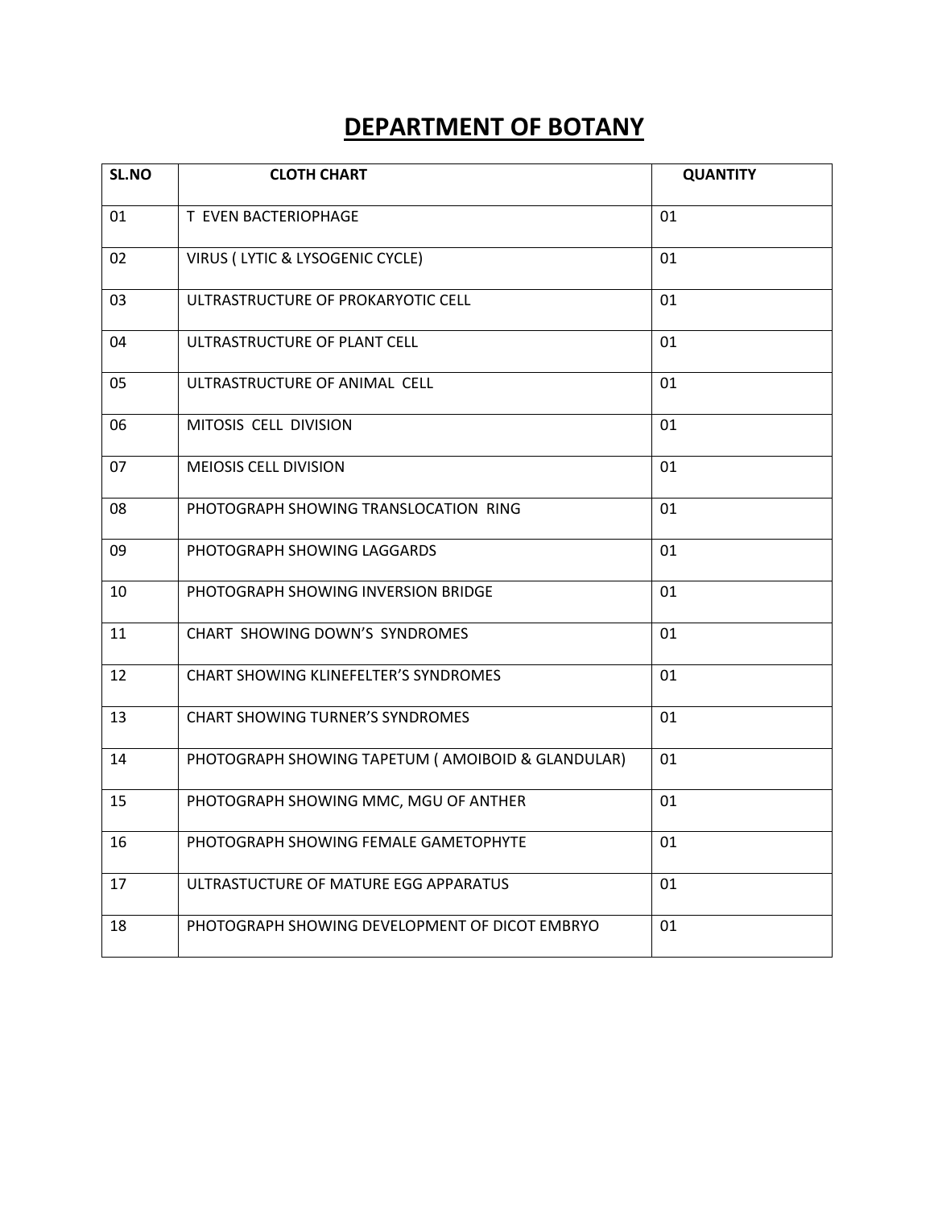# DEPARTMENT OF BOTANY

| SL.NO | CLOTH CHART | QUANTITY |
|---|---|---|
| 01 | T EVEN BACTERIOPHAGE | 01 |
| 02 | VIRUS ( LYTIC & LYSOGENIC CYCLE) | 01 |
| 03 | ULTRASTRUCTURE OF PROKARYOTIC CELL | 01 |
| 04 | ULTRASTRUCTURE OF PLANT CELL | 01 |
| 05 | ULTRASTRUCTURE OF ANIMAL CELL | 01 |
| 06 | MITOSIS CELL DIVISION | 01 |
| 07 | MEIOSIS CELL DIVISION | 01 |
| 08 | PHOTOGRAPH SHOWING TRANSLOCATION RING | 01 |
| 09 | PHOTOGRAPH SHOWING LAGGARDS | 01 |
| 10 | PHOTOGRAPH SHOWING INVERSION BRIDGE | 01 |
| 11 | CHART SHOWING DOWN'S SYNDROMES | 01 |
| 12 | CHART SHOWING KLINEFELTER'S SYNDROMES | 01 |
| 13 | CHART SHOWING TURNER'S SYNDROMES | 01 |
| 14 | PHOTOGRAPH SHOWING TAPETUM ( AMOIBOID & GLANDULAR) | 01 |
| 15 | PHOTOGRAPH SHOWING MMC, MGU OF ANTHER | 01 |
| 16 | PHOTOGRAPH SHOWING FEMALE GAMETOPHYTE | 01 |
| 17 | ULTRASTUCTURE OF MATURE EGG APPARATUS | 01 |
| 18 | PHOTOGRAPH SHOWING DEVELOPMENT OF DICOT EMBRYO | 01 |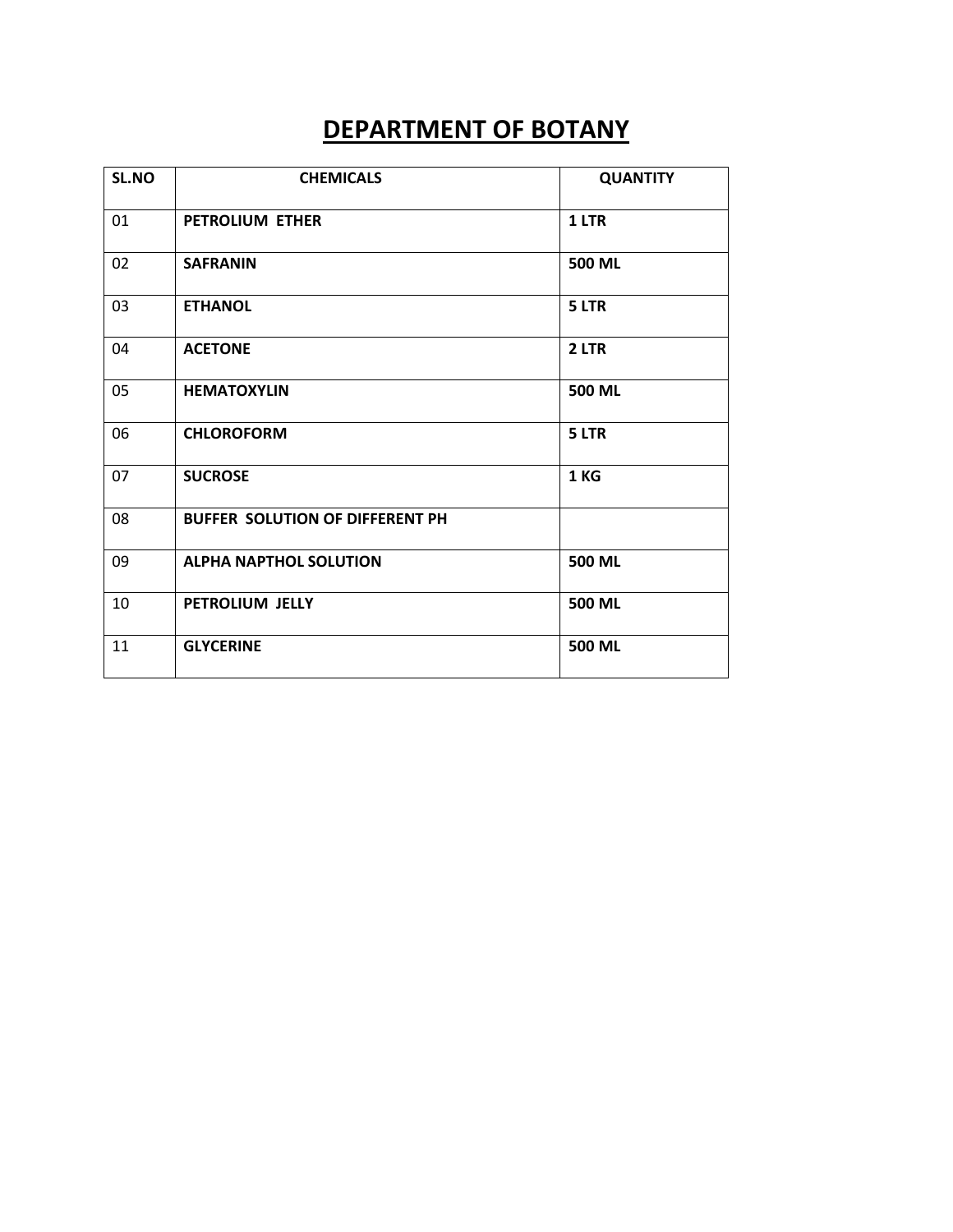# DEPARTMENT OF BOTANY

| SL.NO | CHEMICALS | QUANTITY |
|---|---|---|
| 01 | **PETROLIUM ETHER** | **1 LTR** |
| 02 | **SAFRANIN** | **500 ML** |
| 03 | **ETHANOL** | **5 LTR** |
| 04 | **ACETONE** | **2 LTR** |
| 05 | **HEMATOXYLIN** | **500 ML** |
| 06 | **CHLOROFORM** | **5 LTR** |
| 07 | **SUCROSE** | **1 KG** |
| 08 | **BUFFER SOLUTION OF DIFFERENT PH** | |
| 09 | **ALPHA NAPTHOL SOLUTION** | **500 ML** |
| 10 | **PETROLIUM JELLY** | **500 ML** |
| 11 | **GLYCERINE** | **500 ML** |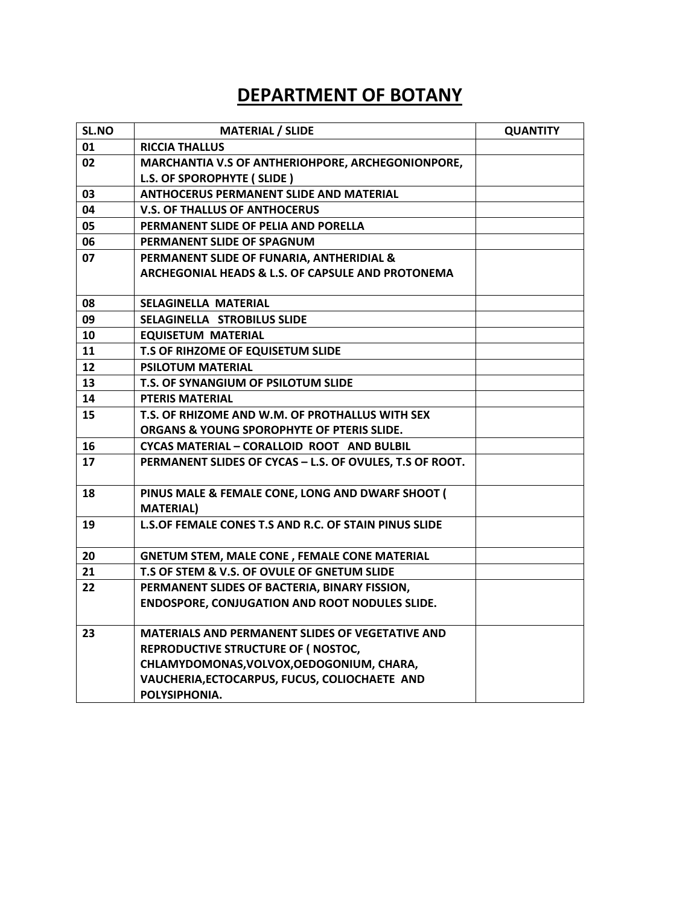# DEPARTMENT OF BOTANY

| SL.NO | MATERIAL / SLIDE | QUANTITY |
|---|---|---|
| 01 | RICCIA THALLUS | |
| 02 | MARCHANTIA V.S OF ANTHERIOHPORE, ARCHEGONIONPORE, L.S. OF SPOROPHYTE ( SLIDE ) | |
| 03 | ANTHOCERUS PERMANENT SLIDE AND MATERIAL | |
| 04 | V.S. OF THALLUS OF ANTHOCERUS | |
| 05 | PERMANENT SLIDE OF PELIA AND PORELLA | |
| 06 | PERMANENT SLIDE OF SPAGNUM | |
| 07 | PERMANENT SLIDE OF FUNARIA, ANTHERIDIAL & ARCHEGONIAL HEADS & L.S. OF CAPSULE AND PROTONEMA | |
| 08 | SELAGINELLA MATERIAL | |
| 09 | SELAGINELLA STROBILUS SLIDE | |
| 10 | EQUISETUM MATERIAL | |
| 11 | T.S OF RIHZOME OF EQUISETUM SLIDE | |
| 12 | PSILOTUM MATERIAL | |
| 13 | T.S. OF SYNANGIUM OF PSILOTUM SLIDE | |
| 14 | PTERIS MATERIAL | |
| 15 | T.S. OF RHIZOME AND W.M. OF PROTHALLUS WITH SEX ORGANS & YOUNG SPOROPHYTE OF PTERIS SLIDE. | |
| 16 | CYCAS MATERIAL – CORALLOID ROOT AND BULBIL | |
| 17 | PERMANENT SLIDES OF CYCAS – L.S. OF OVULES, T.S OF ROOT. | |
| 18 | PINUS MALE & FEMALE CONE, LONG AND DWARF SHOOT ( MATERIAL) | |
| 19 | L.S.OF FEMALE CONES T.S AND R.C. OF STAIN PINUS SLIDE | |
| 20 | GNETUM STEM, MALE CONE , FEMALE CONE MATERIAL | |
| 21 | T.S OF STEM & V.S. OF OVULE OF GNETUM SLIDE | |
| 22 | PERMANENT SLIDES OF BACTERIA, BINARY FISSION, ENDOSPORE, CONJUGATION AND ROOT NODULES SLIDE. | |
| 23 | MATERIALS AND PERMANENT SLIDES OF VEGETATIVE AND REPRODUCTIVE STRUCTURE OF ( NOSTOC, CHLAMYDOMONAS,VOLVOX,OEDOGONIUM, CHARA, VAUCHERIA,ECTOCARPUS, FUCUS, COLIOCHAETE AND POLYSIPHONIA. | |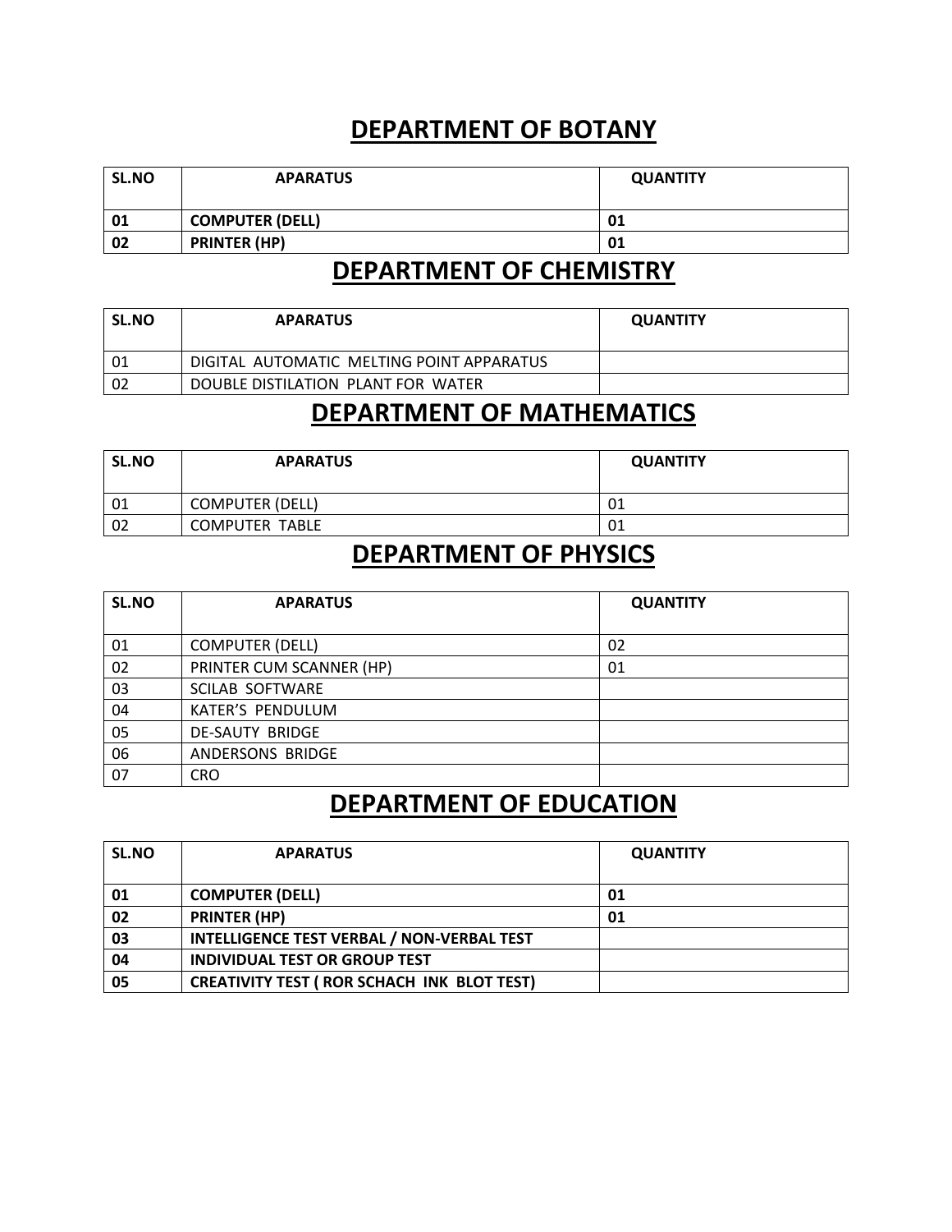## DEPARTMENT OF BOTANY

| SL.NO | APARATUS | QUANTITY |
|---|---|---|
| **01** | **COMPUTER (DELL)** | **01** |
| **02** | **PRINTER (HP)** | **01** |

## DEPARTMENT OF CHEMISTRY

| SL.NO | APARATUS | QUANTITY |
|---|---|---|
| 01 | DIGITAL AUTOMATIC MELTING POINT APPARATUS | |
| 02 | DOUBLE DISTILATION PLANT FOR WATER | |

## DEPARTMENT OF MATHEMATICS

| SL.NO | APARATUS | QUANTITY |
|---|---|---|
| 01 | COMPUTER (DELL) | 01 |
| 02 | COMPUTER TABLE | 01 |

## DEPARTMENT OF PHYSICS

| SL.NO | APARATUS | QUANTITY |
|---|---|---|
| 01 | COMPUTER (DELL) | 02 |
| 02 | PRINTER CUM SCANNER (HP) | 01 |
| 03 | SCILAB SOFTWARE | |
| 04 | KATER'S PENDULUM | |
| 05 | DE-SAUTY BRIDGE | |
| 06 | ANDERSONS BRIDGE | |
| 07 | CRO | |

## DEPARTMENT OF EDUCATION

| SL.NO | APARATUS | QUANTITY |
|---|---|---|
| **01** | **COMPUTER (DELL)** | **01** |
| **02** | **PRINTER (HP)** | **01** |
| **03** | **INTELLIGENCE TEST VERBAL / NON-VERBAL TEST** | |
| **04** | **INDIVIDUAL TEST OR GROUP TEST** | |
| **05** | **CREATIVITY TEST ( ROR SCHACH INK BLOT TEST)** | |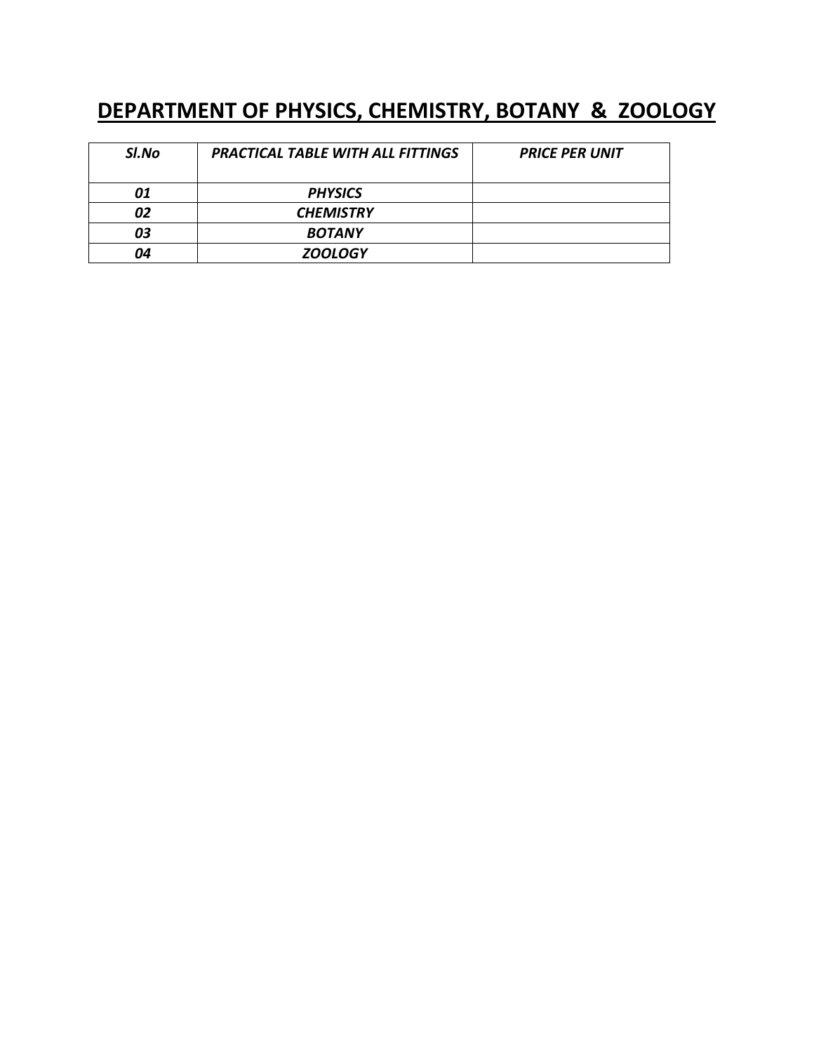# **DEPARTMENT OF PHYSICS, CHEMISTRY, BOTANY & ZOOLOGY**

| ***Sl.No*** | ***PRACTICAL TABLE WITH ALL FITTINGS*** | ***PRICE PER UNIT*** |
|---|---|---|
| ***01*** | ***PHYSICS*** | |
| ***02*** | ***CHEMISTRY*** | |
| ***03*** | ***BOTANY*** | |
| ***04*** | ***ZOOLOGY*** | |